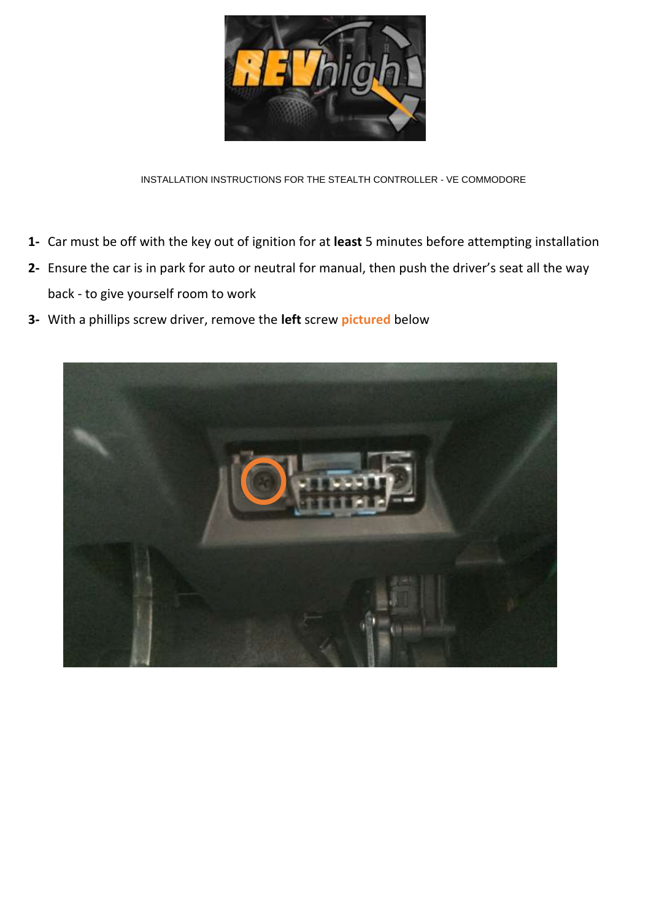INSTALLATION INSTRUCTIONS FOR THE STEALTH CONTROLLER - VE COMMODORE

1- Car must be off with the key out of ignition for at **least** 5 minutes before attempting installation
2- Ensure the car is in park for auto or neutral for manual, then push the driver's seat all the way back - to give yourself room to work
3- With a phillips screw driver, remove the **left** screw **pictured** below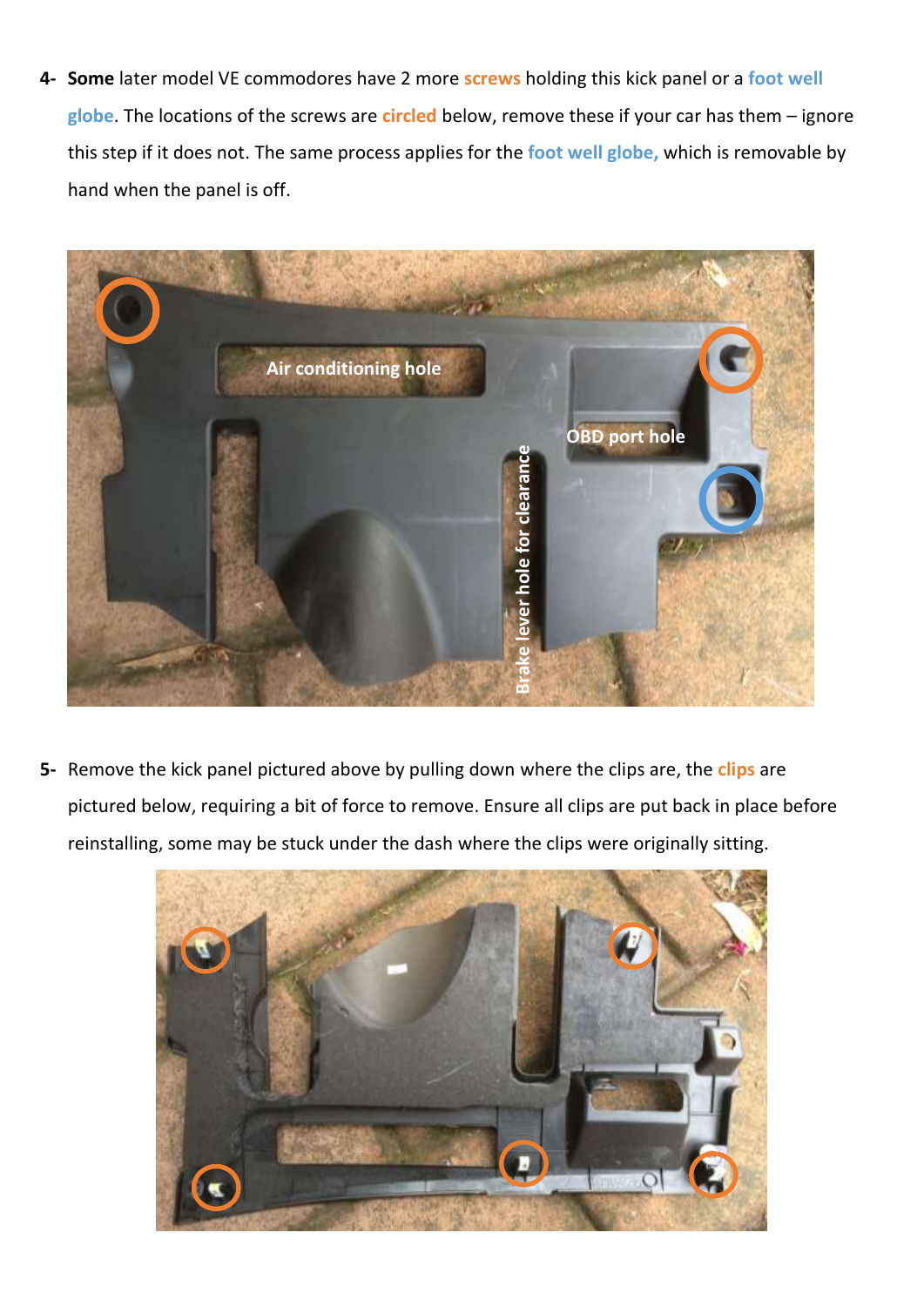4- **Some** later model VE commodores have 2 more screws holding this kick panel or a foot well globe. The locations of the screws are circled below, remove these if your car has them – ignore this step if it does not. The same process applies for the foot well globe, which is removable by hand when the panel is off.

5- Remove the kick panel pictured above by pulling down where the clips are, the clips are pictured below, requiring a bit of force to remove. Ensure all clips are put back in place before reinstalling, some may be stuck under the dash where the clips were originally sitting.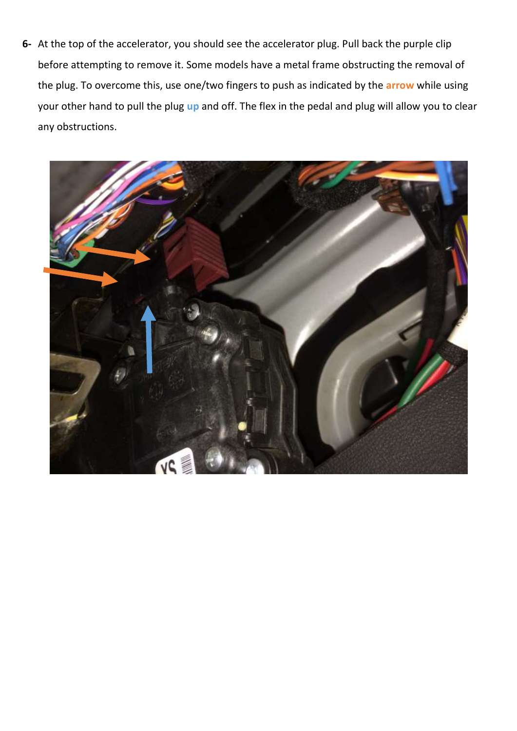**6-** At the top of the accelerator, you should see the accelerator plug. Pull back the purple clip before attempting to remove it. Some models have a metal frame obstructing the removal of the plug. To overcome this, use one/two fingers to push as indicated by the **arrow** while using your other hand to pull the plug **up** and off. The flex in the pedal and plug will allow you to clear any obstructions.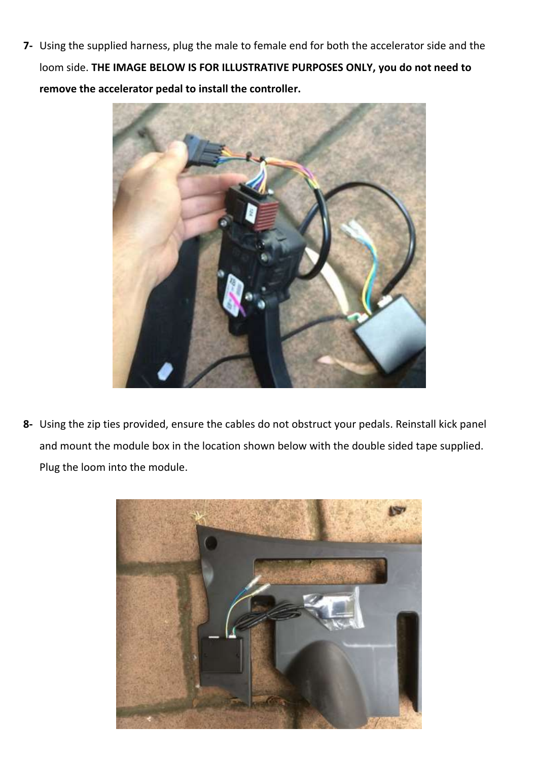7- Using the supplied harness, plug the male to female end for both the accelerator side and the loom side. **THE IMAGE BELOW IS FOR ILLUSTRATIVE PURPOSES ONLY, you do not need to remove the accelerator pedal to install the controller.**

8- Using the zip ties provided, ensure the cables do not obstruct your pedals. Reinstall kick panel and mount the module box in the location shown below with the double sided tape supplied. Plug the loom into the module.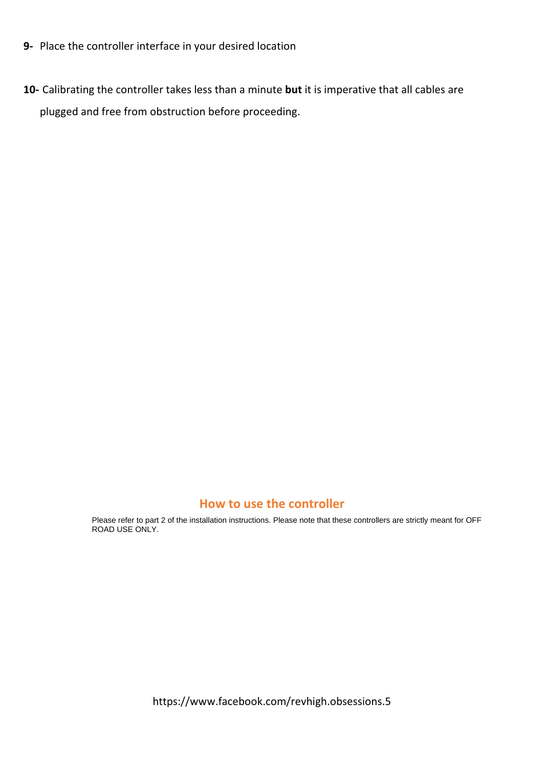**9-** Place the controller interface in your desired location

**10-** Calibrating the controller takes less than a minute **but** it is imperative that all cables are plugged and free from obstruction before proceeding.

## How to use the controller

Please refer to part 2 of the installation instructions. Please note that these controllers are strictly meant for OFF ROAD USE ONLY.

https://www.facebook.com/revhigh.obsessions.5